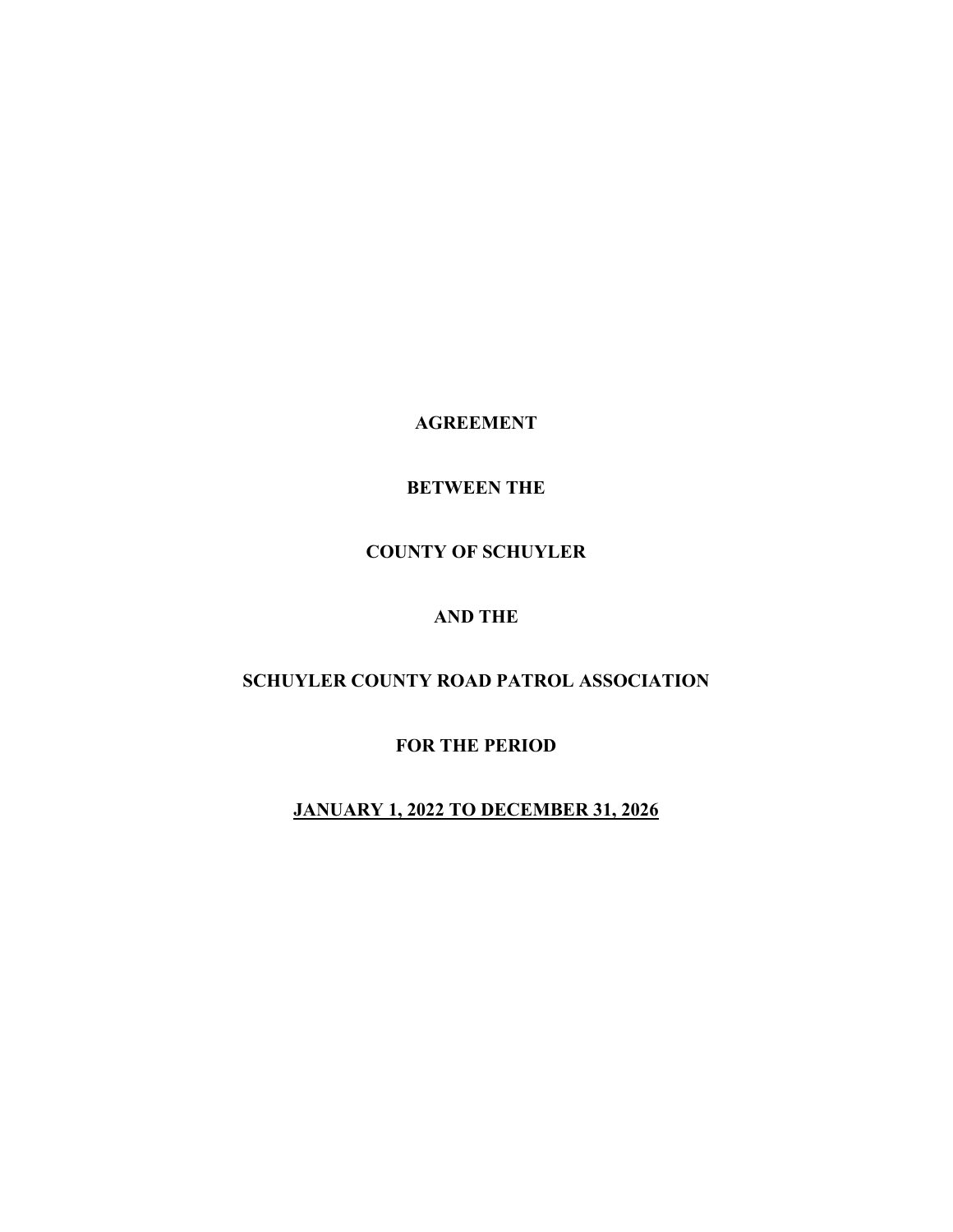**AGREEMENT**

**BETWEEN THE**

**COUNTY OF SCHUYLER**

**AND THE**

**SCHUYLER COUNTY ROAD PATROL ASSOCIATION**

**FOR THE PERIOD**

**JANUARY 1, 2022 TO DECEMBER 31, 2026**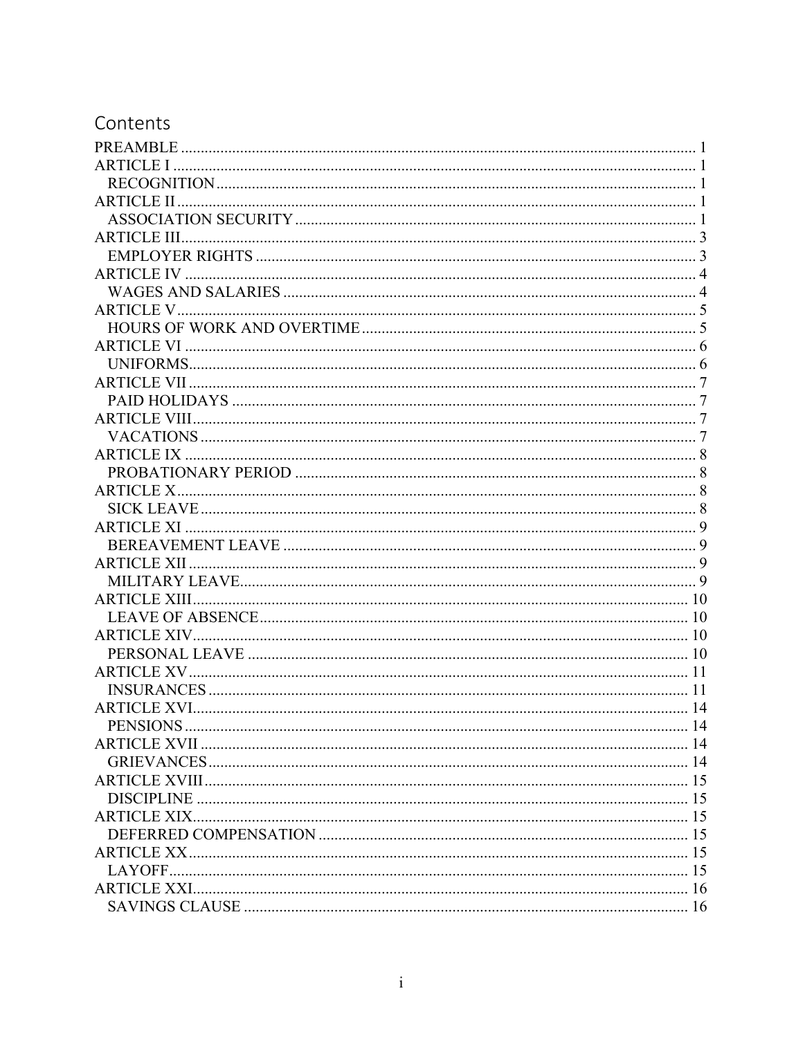# Contents

- PREAMBLE .......... 1
- ARTICLE I .......... 1
  - RECOGNITION .......... 1
- ARTICLE II .......... 1
  - ASSOCIATION SECURITY .......... 1
- ARTICLE III .......... 3
  - EMPLOYER RIGHTS .......... 3
- ARTICLE IV .......... 4
  - WAGES AND SALARIES .......... 4
- ARTICLE V .......... 5
  - HOURS OF WORK AND OVERTIME .......... 5
- ARTICLE VI .......... 6
  - UNIFORMS .......... 6
- ARTICLE VII .......... 7
  - PAID HOLIDAYS .......... 7
- ARTICLE VIII .......... 7
  - VACATIONS .......... 7
- ARTICLE IX .......... 8
  - PROBATIONARY PERIOD .......... 8
- ARTICLE X .......... 8
  - SICK LEAVE .......... 8
- ARTICLE XI .......... 9
  - BEREAVEMENT LEAVE .......... 9
- ARTICLE XII .......... 9
  - MILITARY LEAVE .......... 9
- ARTICLE XIII .......... 10
  - LEAVE OF ABSENCE .......... 10
- ARTICLE XIV .......... 10
  - PERSONAL LEAVE .......... 10
- ARTICLE XV .......... 11
  - INSURANCES .......... 11
- ARTICLE XVI .......... 14
  - PENSIONS .......... 14
- ARTICLE XVII .......... 14
  - GRIEVANCES .......... 14
- ARTICLE XVIII .......... 15
  - DISCIPLINE .......... 15
- ARTICLE XIX .......... 15
  - DEFERRED COMPENSATION .......... 15
- ARTICLE XX .......... 15
  - LAYOFF .......... 15
- ARTICLE XXI .......... 16
  - SAVINGS CLAUSE .......... 16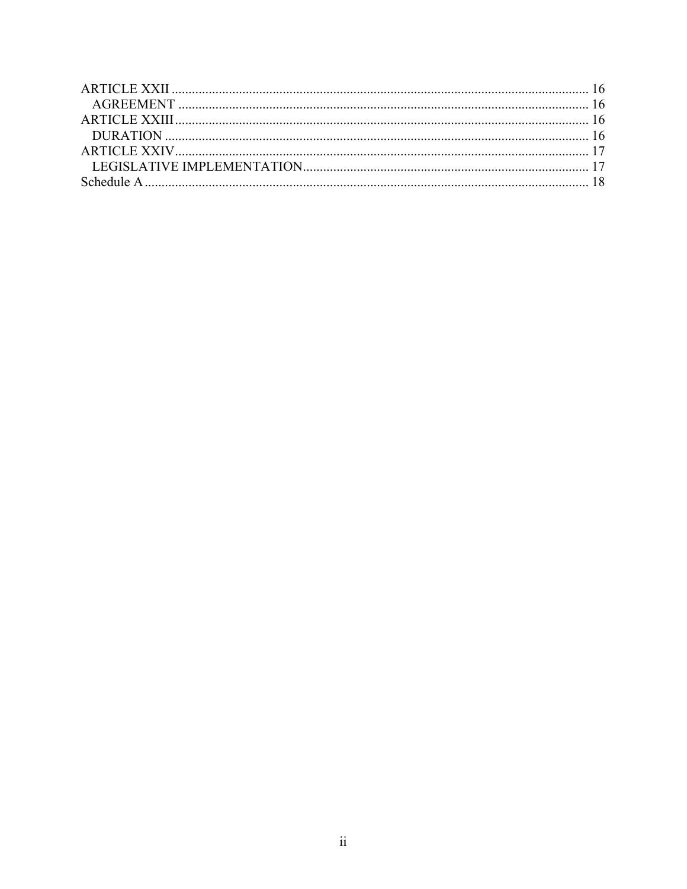ARTICLE XXII ........................................................................................................................ 16
  AGREEMENT ...................................................................................................................... 16
ARTICLE XXIII ....................................................................................................................... 16
  DURATION .......................................................................................................................... 16
ARTICLE XXIV ........................................................................................................................ 17
  LEGISLATIVE IMPLEMENTATION .................................................................................. 17
Schedule A .............................................................................................................................. 18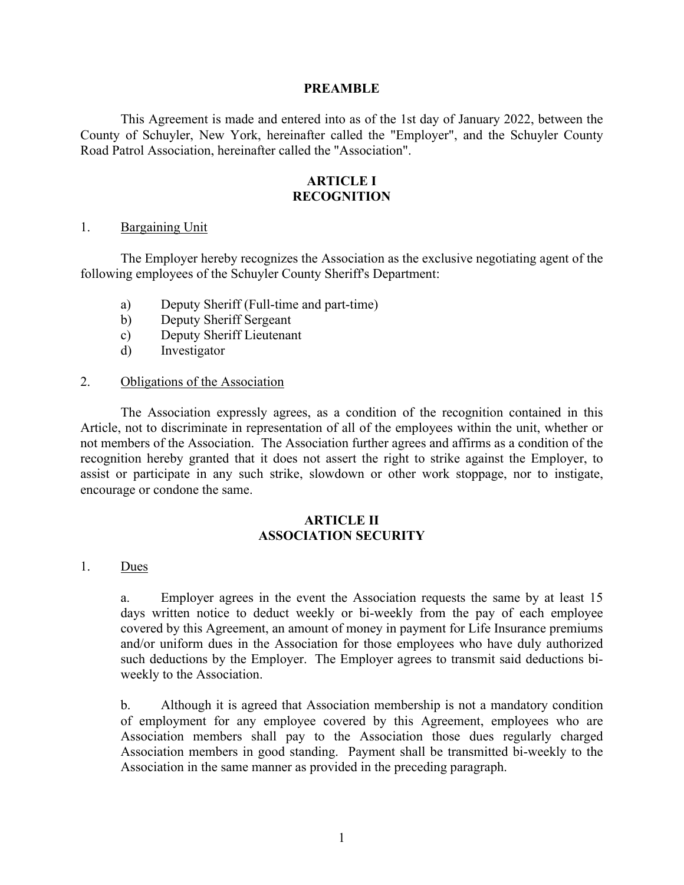## PREAMBLE

This Agreement is made and entered into as of the 1st day of January 2022, between the County of Schuyler, New York, hereinafter called the "Employer", and the Schuyler County Road Patrol Association, hereinafter called the "Association".

## ARTICLE I
## RECOGNITION

1. Bargaining Unit

The Employer hereby recognizes the Association as the exclusive negotiating agent of the following employees of the Schuyler County Sheriff's Department:

a) Deputy Sheriff (Full-time and part-time)
b) Deputy Sheriff Sergeant
c) Deputy Sheriff Lieutenant
d) Investigator

2. Obligations of the Association

The Association expressly agrees, as a condition of the recognition contained in this Article, not to discriminate in representation of all of the employees within the unit, whether or not members of the Association. The Association further agrees and affirms as a condition of the recognition hereby granted that it does not assert the right to strike against the Employer, to assist or participate in any such strike, slowdown or other work stoppage, nor to instigate, encourage or condone the same.

## ARTICLE II
## ASSOCIATION SECURITY

1. Dues

a. Employer agrees in the event the Association requests the same by at least 15 days written notice to deduct weekly or bi-weekly from the pay of each employee covered by this Agreement, an amount of money in payment for Life Insurance premiums and/or uniform dues in the Association for those employees who have duly authorized such deductions by the Employer. The Employer agrees to transmit said deductions bi-weekly to the Association.

b. Although it is agreed that Association membership is not a mandatory condition of employment for any employee covered by this Agreement, employees who are Association members shall pay to the Association those dues regularly charged Association members in good standing. Payment shall be transmitted bi-weekly to the Association in the same manner as provided in the preceding paragraph.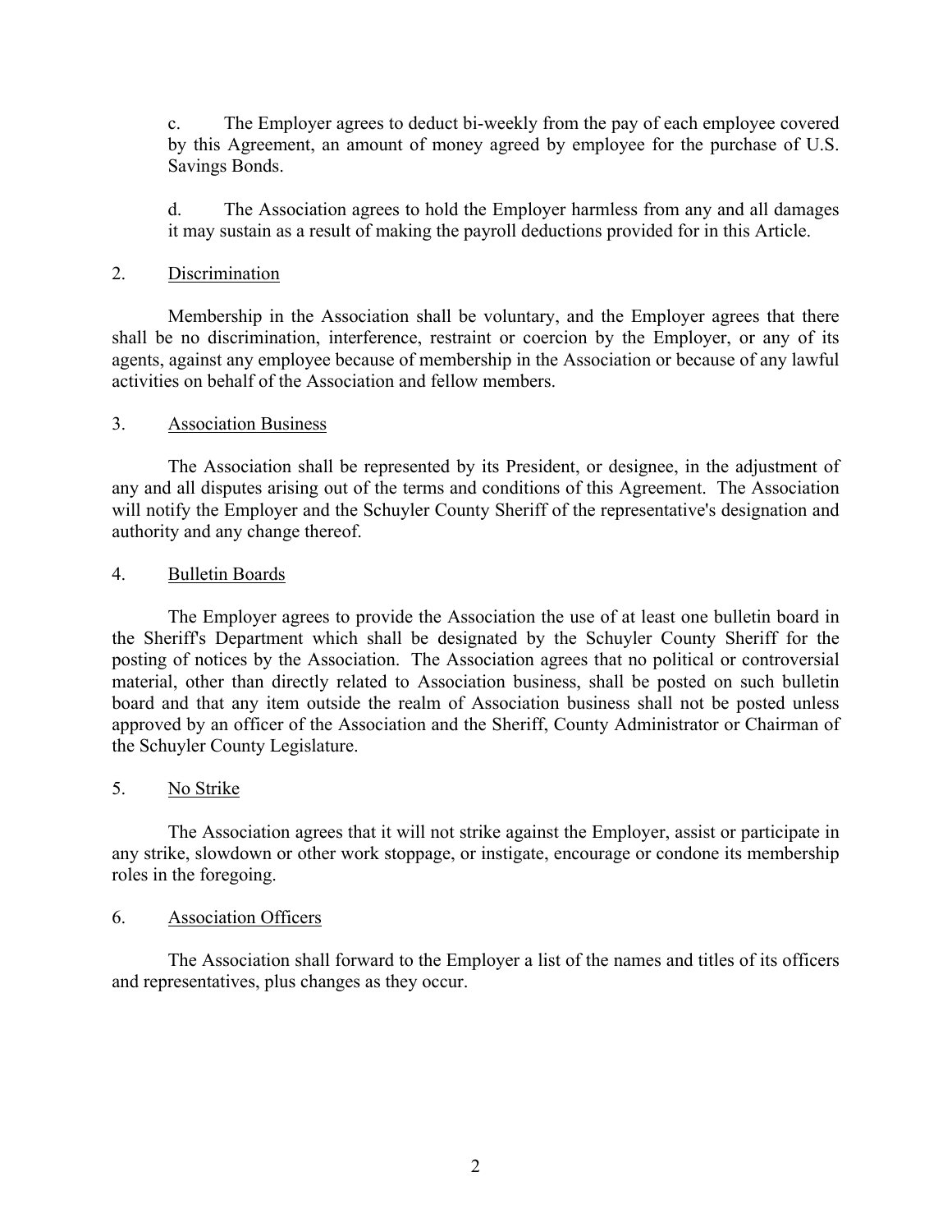c. The Employer agrees to deduct bi-weekly from the pay of each employee covered by this Agreement, an amount of money agreed by employee for the purchase of U.S. Savings Bonds.

d. The Association agrees to hold the Employer harmless from any and all damages it may sustain as a result of making the payroll deductions provided for in this Article.

2. Discrimination

Membership in the Association shall be voluntary, and the Employer agrees that there shall be no discrimination, interference, restraint or coercion by the Employer, or any of its agents, against any employee because of membership in the Association or because of any lawful activities on behalf of the Association and fellow members.

3. Association Business

The Association shall be represented by its President, or designee, in the adjustment of any and all disputes arising out of the terms and conditions of this Agreement. The Association will notify the Employer and the Schuyler County Sheriff of the representative's designation and authority and any change thereof.

4. Bulletin Boards

The Employer agrees to provide the Association the use of at least one bulletin board in the Sheriff's Department which shall be designated by the Schuyler County Sheriff for the posting of notices by the Association. The Association agrees that no political or controversial material, other than directly related to Association business, shall be posted on such bulletin board and that any item outside the realm of Association business shall not be posted unless approved by an officer of the Association and the Sheriff, County Administrator or Chairman of the Schuyler County Legislature.

5. No Strike

The Association agrees that it will not strike against the Employer, assist or participate in any strike, slowdown or other work stoppage, or instigate, encourage or condone its membership roles in the foregoing.

6. Association Officers

The Association shall forward to the Employer a list of the names and titles of its officers and representatives, plus changes as they occur.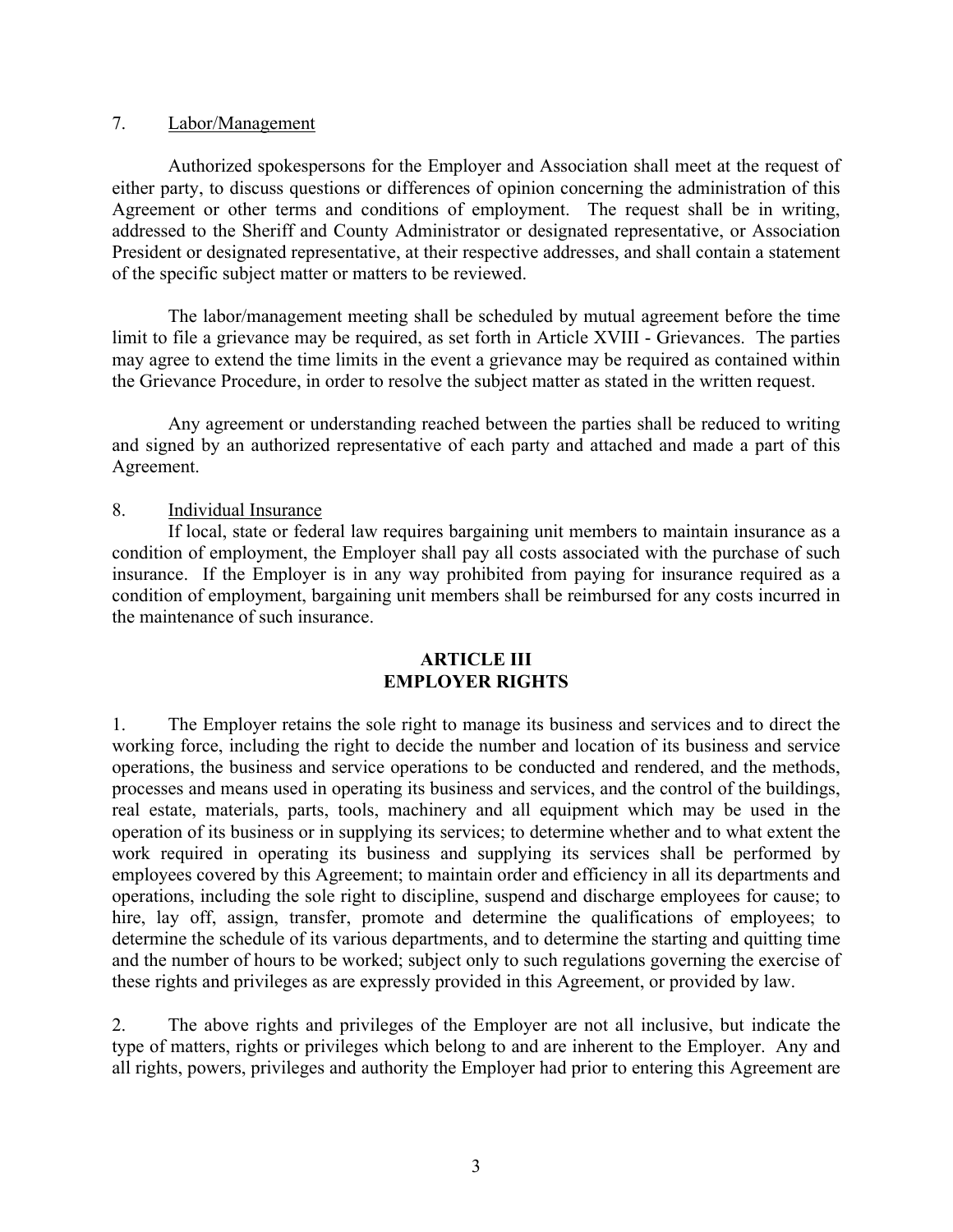7. Labor/Management

Authorized spokespersons for the Employer and Association shall meet at the request of either party, to discuss questions or differences of opinion concerning the administration of this Agreement or other terms and conditions of employment. The request shall be in writing, addressed to the Sheriff and County Administrator or designated representative, or Association President or designated representative, at their respective addresses, and shall contain a statement of the specific subject matter or matters to be reviewed.

The labor/management meeting shall be scheduled by mutual agreement before the time limit to file a grievance may be required, as set forth in Article XVIII - Grievances. The parties may agree to extend the time limits in the event a grievance may be required as contained within the Grievance Procedure, in order to resolve the subject matter as stated in the written request.

Any agreement or understanding reached between the parties shall be reduced to writing and signed by an authorized representative of each party and attached and made a part of this Agreement.

8. Individual Insurance

If local, state or federal law requires bargaining unit members to maintain insurance as a condition of employment, the Employer shall pay all costs associated with the purchase of such insurance. If the Employer is in any way prohibited from paying for insurance required as a condition of employment, bargaining unit members shall be reimbursed for any costs incurred in the maintenance of such insurance.

## ARTICLE III
## EMPLOYER RIGHTS

1. The Employer retains the sole right to manage its business and services and to direct the working force, including the right to decide the number and location of its business and service operations, the business and service operations to be conducted and rendered, and the methods, processes and means used in operating its business and services, and the control of the buildings, real estate, materials, parts, tools, machinery and all equipment which may be used in the operation of its business or in supplying its services; to determine whether and to what extent the work required in operating its business and supplying its services shall be performed by employees covered by this Agreement; to maintain order and efficiency in all its departments and operations, including the sole right to discipline, suspend and discharge employees for cause; to hire, lay off, assign, transfer, promote and determine the qualifications of employees; to determine the schedule of its various departments, and to determine the starting and quitting time and the number of hours to be worked; subject only to such regulations governing the exercise of these rights and privileges as are expressly provided in this Agreement, or provided by law.

2. The above rights and privileges of the Employer are not all inclusive, but indicate the type of matters, rights or privileges which belong to and are inherent to the Employer. Any and all rights, powers, privileges and authority the Employer had prior to entering this Agreement are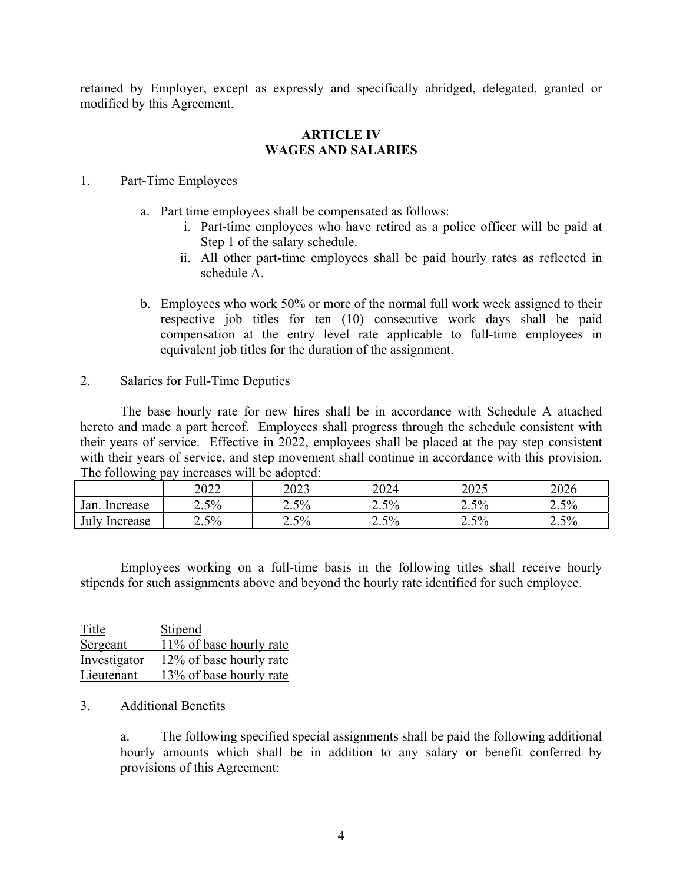retained by Employer, except as expressly and specifically abridged, delegated, granted or modified by this Agreement.

## ARTICLE IV
## WAGES AND SALARIES

1. Part-Time Employees

   a. Part time employees shall be compensated as follows:
      i. Part-time employees who have retired as a police officer will be paid at Step 1 of the salary schedule.
      ii. All other part-time employees shall be paid hourly rates as reflected in schedule A.

   b. Employees who work 50% or more of the normal full work week assigned to their respective job titles for ten (10) consecutive work days shall be paid compensation at the entry level rate applicable to full-time employees in equivalent job titles for the duration of the assignment.

2. Salaries for Full-Time Deputies

The base hourly rate for new hires shall be in accordance with Schedule A attached hereto and made a part hereof. Employees shall progress through the schedule consistent with their years of service. Effective in 2022, employees shall be placed at the pay step consistent with their years of service, and step movement shall continue in accordance with this provision. The following pay increases will be adopted:

| | 2022 | 2023 | 2024 | 2025 | 2026 |
|---|---|---|---|---|---|
| Jan. Increase | 2.5% | 2.5% | 2.5% | 2.5% | 2.5% |
| July Increase | 2.5% | 2.5% | 2.5% | 2.5% | 2.5% |

Employees working on a full-time basis in the following titles shall receive hourly stipends for such assignments above and beyond the hourly rate identified for such employee.

| Title | Stipend |
|---|---|
| Sergeant | 11% of base hourly rate |
| Investigator | 12% of base hourly rate |
| Lieutenant | 13% of base hourly rate |

3. Additional Benefits

   a. The following specified special assignments shall be paid the following additional hourly amounts which shall be in addition to any salary or benefit conferred by provisions of this Agreement: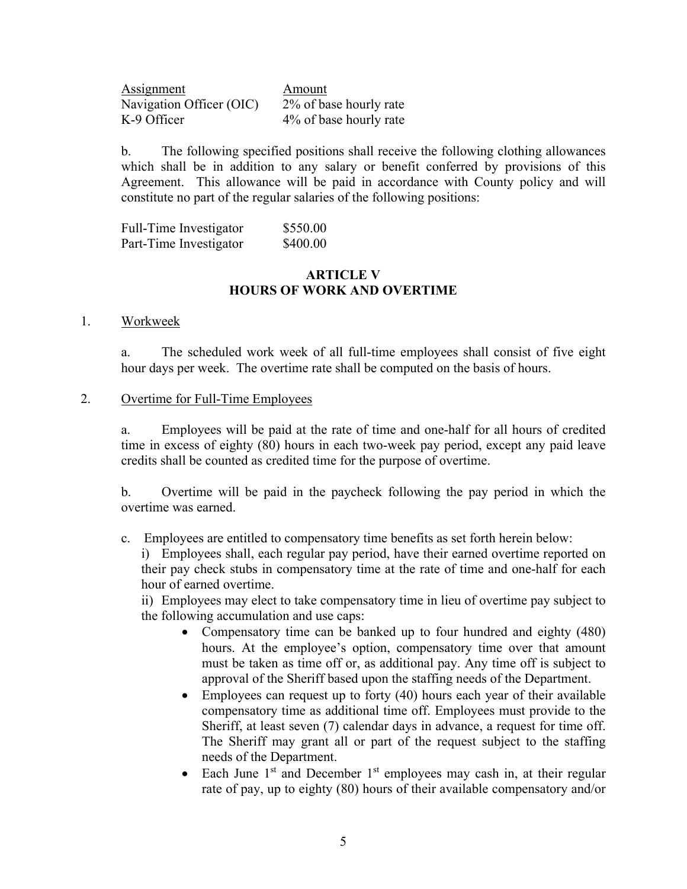| Assignment | Amount |
| --- | --- |
| Navigation Officer (OIC) | 2% of base hourly rate |
| K-9 Officer | 4% of base hourly rate |

b. The following specified positions shall receive the following clothing allowances which shall be in addition to any salary or benefit conferred by provisions of this Agreement. This allowance will be paid in accordance with County policy and will constitute no part of the regular salaries of the following positions:

| | |
| --- | --- |
| Full-Time Investigator | $550.00 |
| Part-Time Investigator | $400.00 |

## ARTICLE V
## HOURS OF WORK AND OVERTIME

1. Workweek

a. The scheduled work week of all full-time employees shall consist of five eight hour days per week. The overtime rate shall be computed on the basis of hours.

2. Overtime for Full-Time Employees

a. Employees will be paid at the rate of time and one-half for all hours of credited time in excess of eighty (80) hours in each two-week pay period, except any paid leave credits shall be counted as credited time for the purpose of overtime.

b. Overtime will be paid in the paycheck following the pay period in which the overtime was earned.

c. Employees are entitled to compensatory time benefits as set forth herein below:

i) Employees shall, each regular pay period, have their earned overtime reported on their pay check stubs in compensatory time at the rate of time and one-half for each hour of earned overtime.

ii) Employees may elect to take compensatory time in lieu of overtime pay subject to the following accumulation and use caps:

- Compensatory time can be banked up to four hundred and eighty (480) hours. At the employee's option, compensatory time over that amount must be taken as time off or, as additional pay. Any time off is subject to approval of the Sheriff based upon the staffing needs of the Department.
- Employees can request up to forty (40) hours each year of their available compensatory time as additional time off. Employees must provide to the Sheriff, at least seven (7) calendar days in advance, a request for time off. The Sheriff may grant all or part of the request subject to the staffing needs of the Department.
- Each June 1st and December 1st employees may cash in, at their regular rate of pay, up to eighty (80) hours of their available compensatory and/or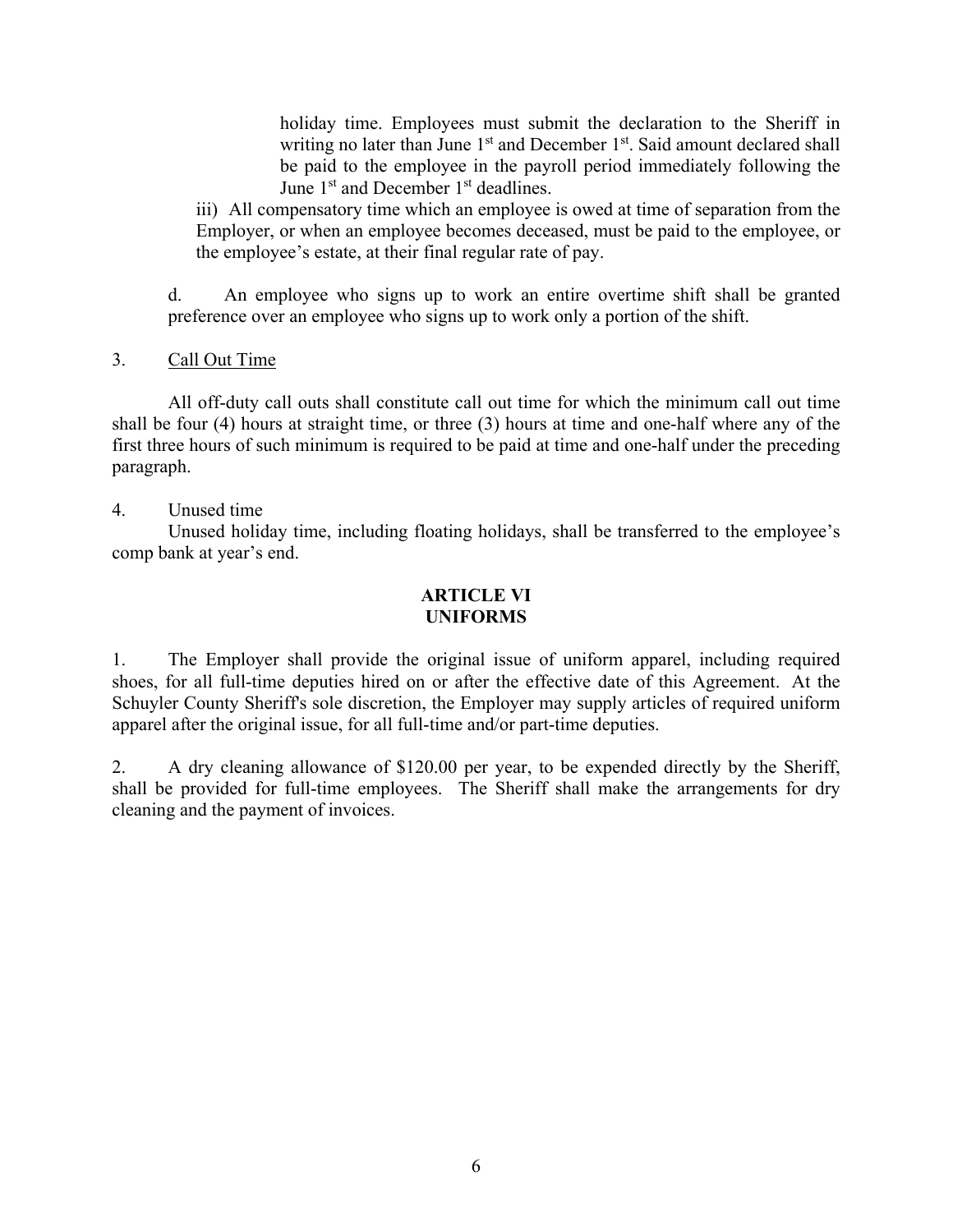holiday time. Employees must submit the declaration to the Sheriff in writing no later than June 1st and December 1st. Said amount declared shall be paid to the employee in the payroll period immediately following the June 1st and December 1st deadlines.

iii) All compensatory time which an employee is owed at time of separation from the Employer, or when an employee becomes deceased, must be paid to the employee, or the employee's estate, at their final regular rate of pay.

d. An employee who signs up to work an entire overtime shift shall be granted preference over an employee who signs up to work only a portion of the shift.

3. Call Out Time

All off-duty call outs shall constitute call out time for which the minimum call out time shall be four (4) hours at straight time, or three (3) hours at time and one-half where any of the first three hours of such minimum is required to be paid at time and one-half under the preceding paragraph.

4. Unused time

Unused holiday time, including floating holidays, shall be transferred to the employee's comp bank at year's end.

## ARTICLE VI
## UNIFORMS

1. The Employer shall provide the original issue of uniform apparel, including required shoes, for all full-time deputies hired on or after the effective date of this Agreement. At the Schuyler County Sheriff's sole discretion, the Employer may supply articles of required uniform apparel after the original issue, for all full-time and/or part-time deputies.

2. A dry cleaning allowance of $120.00 per year, to be expended directly by the Sheriff, shall be provided for full-time employees. The Sheriff shall make the arrangements for dry cleaning and the payment of invoices.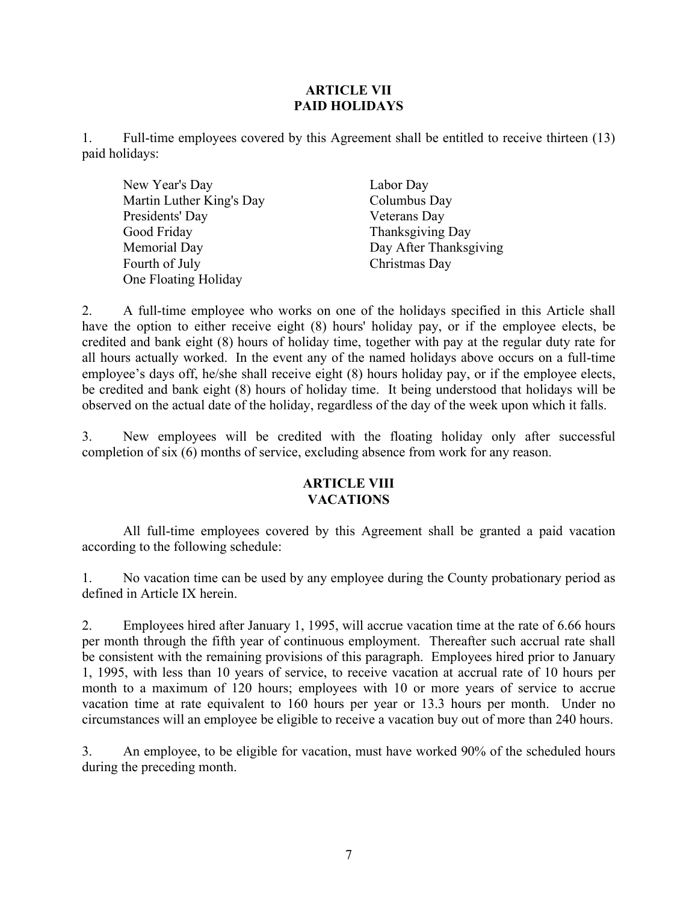## ARTICLE VII
## PAID HOLIDAYS

1. Full-time employees covered by this Agreement shall be entitled to receive thirteen (13) paid holidays:

| | |
|---|---|
| New Year's Day | Labor Day |
| Martin Luther King's Day | Columbus Day |
| Presidents' Day | Veterans Day |
| Good Friday | Thanksgiving Day |
| Memorial Day | Day After Thanksgiving |
| Fourth of July | Christmas Day |
| One Floating Holiday | |

2. A full-time employee who works on one of the holidays specified in this Article shall have the option to either receive eight (8) hours' holiday pay, or if the employee elects, be credited and bank eight (8) hours of holiday time, together with pay at the regular duty rate for all hours actually worked. In the event any of the named holidays above occurs on a full-time employee's days off, he/she shall receive eight (8) hours holiday pay, or if the employee elects, be credited and bank eight (8) hours of holiday time. It being understood that holidays will be observed on the actual date of the holiday, regardless of the day of the week upon which it falls.

3. New employees will be credited with the floating holiday only after successful completion of six (6) months of service, excluding absence from work for any reason.

## ARTICLE VIII
## VACATIONS

All full-time employees covered by this Agreement shall be granted a paid vacation according to the following schedule:

1. No vacation time can be used by any employee during the County probationary period as defined in Article IX herein.

2. Employees hired after January 1, 1995, will accrue vacation time at the rate of 6.66 hours per month through the fifth year of continuous employment. Thereafter such accrual rate shall be consistent with the remaining provisions of this paragraph. Employees hired prior to January 1, 1995, with less than 10 years of service, to receive vacation at accrual rate of 10 hours per month to a maximum of 120 hours; employees with 10 or more years of service to accrue vacation time at rate equivalent to 160 hours per year or 13.3 hours per month. Under no circumstances will an employee be eligible to receive a vacation buy out of more than 240 hours.

3. An employee, to be eligible for vacation, must have worked 90% of the scheduled hours during the preceding month.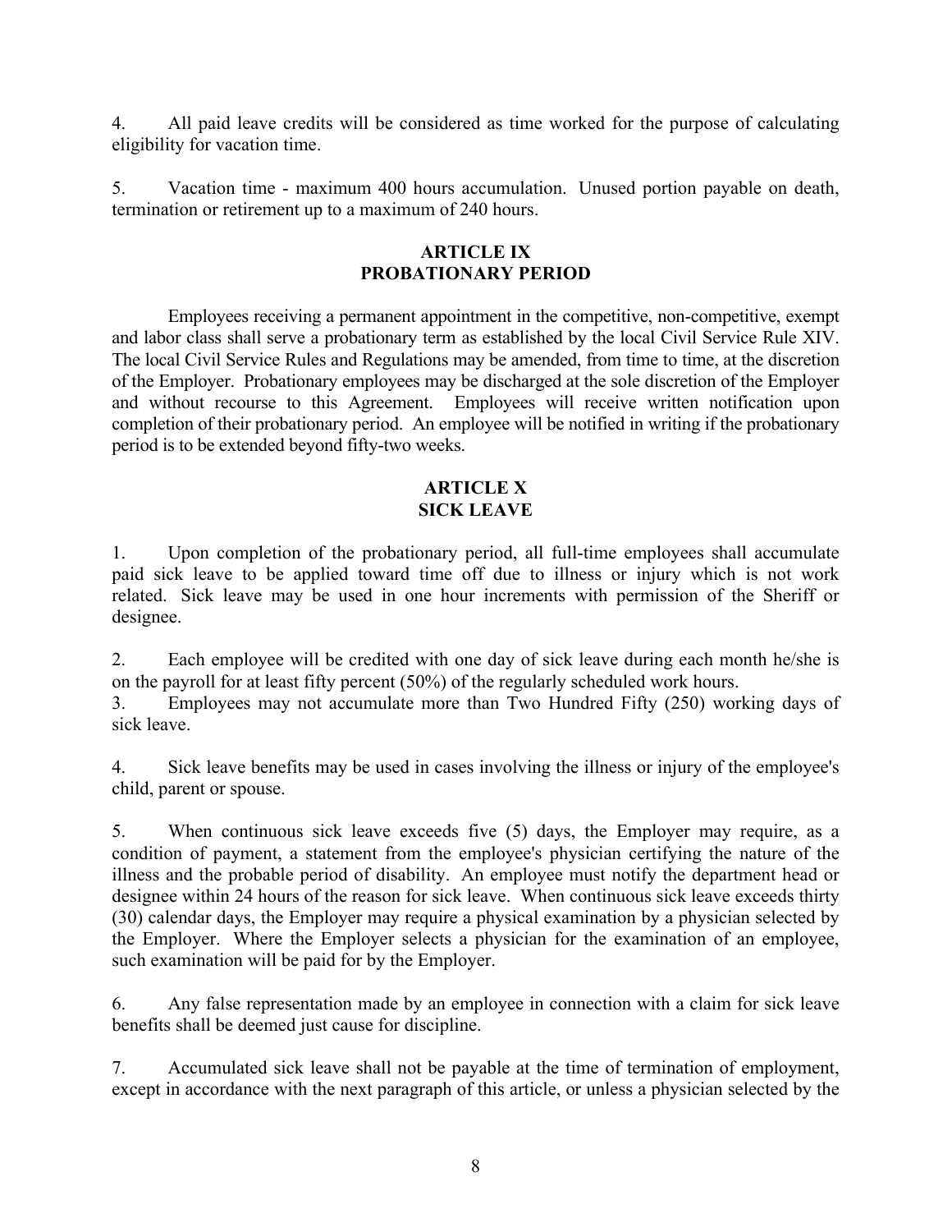4. All paid leave credits will be considered as time worked for the purpose of calculating eligibility for vacation time.

5. Vacation time - maximum 400 hours accumulation. Unused portion payable on death, termination or retirement up to a maximum of 240 hours.

## ARTICLE IX
## PROBATIONARY PERIOD

Employees receiving a permanent appointment in the competitive, non-competitive, exempt and labor class shall serve a probationary term as established by the local Civil Service Rule XIV. The local Civil Service Rules and Regulations may be amended, from time to time, at the discretion of the Employer. Probationary employees may be discharged at the sole discretion of the Employer and without recourse to this Agreement. Employees will receive written notification upon completion of their probationary period. An employee will be notified in writing if the probationary period is to be extended beyond fifty-two weeks.

## ARTICLE X
## SICK LEAVE

1. Upon completion of the probationary period, all full-time employees shall accumulate paid sick leave to be applied toward time off due to illness or injury which is not work related. Sick leave may be used in one hour increments with permission of the Sheriff or designee.

2. Each employee will be credited with one day of sick leave during each month he/she is on the payroll for at least fifty percent (50%) of the regularly scheduled work hours.

3. Employees may not accumulate more than Two Hundred Fifty (250) working days of sick leave.

4. Sick leave benefits may be used in cases involving the illness or injury of the employee's child, parent or spouse.

5. When continuous sick leave exceeds five (5) days, the Employer may require, as a condition of payment, a statement from the employee's physician certifying the nature of the illness and the probable period of disability. An employee must notify the department head or designee within 24 hours of the reason for sick leave. When continuous sick leave exceeds thirty (30) calendar days, the Employer may require a physical examination by a physician selected by the Employer. Where the Employer selects a physician for the examination of an employee, such examination will be paid for by the Employer.

6. Any false representation made by an employee in connection with a claim for sick leave benefits shall be deemed just cause for discipline.

7. Accumulated sick leave shall not be payable at the time of termination of employment, except in accordance with the next paragraph of this article, or unless a physician selected by the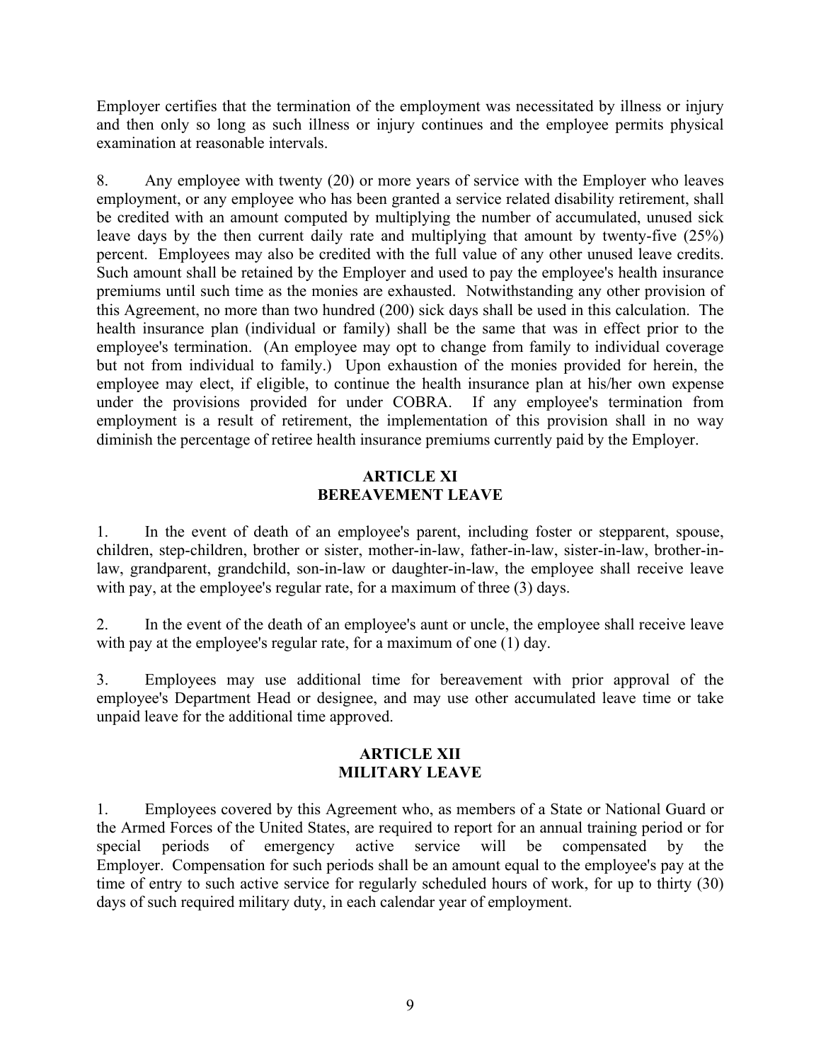Employer certifies that the termination of the employment was necessitated by illness or injury and then only so long as such illness or injury continues and the employee permits physical examination at reasonable intervals.

8. Any employee with twenty (20) or more years of service with the Employer who leaves employment, or any employee who has been granted a service related disability retirement, shall be credited with an amount computed by multiplying the number of accumulated, unused sick leave days by the then current daily rate and multiplying that amount by twenty-five (25%) percent. Employees may also be credited with the full value of any other unused leave credits. Such amount shall be retained by the Employer and used to pay the employee's health insurance premiums until such time as the monies are exhausted. Notwithstanding any other provision of this Agreement, no more than two hundred (200) sick days shall be used in this calculation. The health insurance plan (individual or family) shall be the same that was in effect prior to the employee's termination. (An employee may opt to change from family to individual coverage but not from individual to family.) Upon exhaustion of the monies provided for herein, the employee may elect, if eligible, to continue the health insurance plan at his/her own expense under the provisions provided for under COBRA. If any employee's termination from employment is a result of retirement, the implementation of this provision shall in no way diminish the percentage of retiree health insurance premiums currently paid by the Employer.

## ARTICLE XI
## BEREAVEMENT LEAVE

1. In the event of death of an employee's parent, including foster or stepparent, spouse, children, step-children, brother or sister, mother-in-law, father-in-law, sister-in-law, brother-in-law, grandparent, grandchild, son-in-law or daughter-in-law, the employee shall receive leave with pay, at the employee's regular rate, for a maximum of three (3) days.

2. In the event of the death of an employee's aunt or uncle, the employee shall receive leave with pay at the employee's regular rate, for a maximum of one (1) day.

3. Employees may use additional time for bereavement with prior approval of the employee's Department Head or designee, and may use other accumulated leave time or take unpaid leave for the additional time approved.

## ARTICLE XII
## MILITARY LEAVE

1. Employees covered by this Agreement who, as members of a State or National Guard or the Armed Forces of the United States, are required to report for an annual training period or for special periods of emergency active service will be compensated by the Employer. Compensation for such periods shall be an amount equal to the employee's pay at the time of entry to such active service for regularly scheduled hours of work, for up to thirty (30) days of such required military duty, in each calendar year of employment.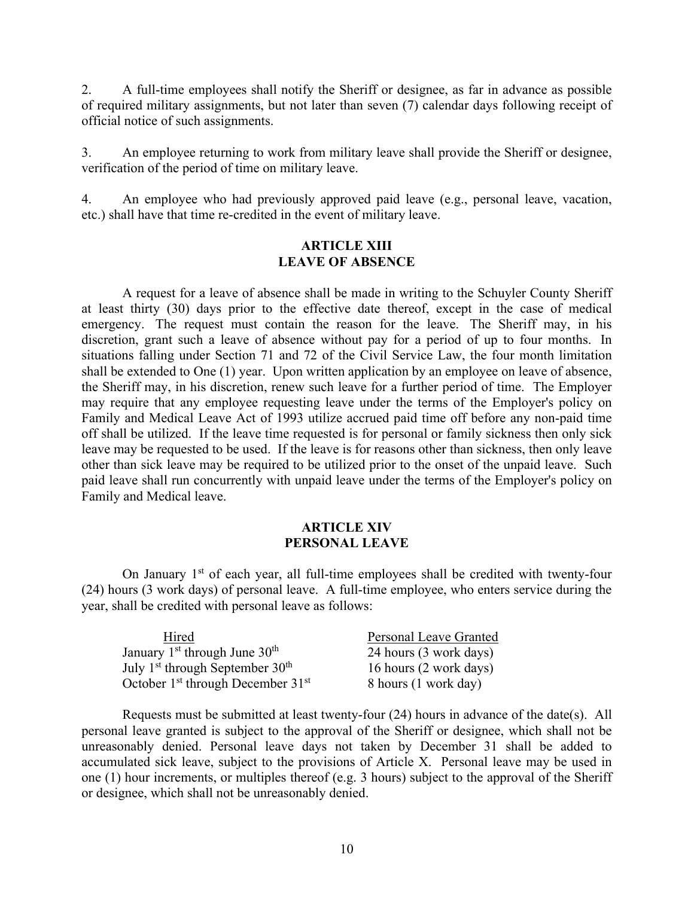2. A full-time employees shall notify the Sheriff or designee, as far in advance as possible of required military assignments, but not later than seven (7) calendar days following receipt of official notice of such assignments.

3. An employee returning to work from military leave shall provide the Sheriff or designee, verification of the period of time on military leave.

4. An employee who had previously approved paid leave (e.g., personal leave, vacation, etc.) shall have that time re-credited in the event of military leave.

## ARTICLE XIII
## LEAVE OF ABSENCE

A request for a leave of absence shall be made in writing to the Schuyler County Sheriff at least thirty (30) days prior to the effective date thereof, except in the case of medical emergency. The request must contain the reason for the leave. The Sheriff may, in his discretion, grant such a leave of absence without pay for a period of up to four months. In situations falling under Section 71 and 72 of the Civil Service Law, the four month limitation shall be extended to One (1) year. Upon written application by an employee on leave of absence, the Sheriff may, in his discretion, renew such leave for a further period of time. The Employer may require that any employee requesting leave under the terms of the Employer's policy on Family and Medical Leave Act of 1993 utilize accrued paid time off before any non-paid time off shall be utilized. If the leave time requested is for personal or family sickness then only sick leave may be requested to be used. If the leave is for reasons other than sickness, then only leave other than sick leave may be required to be utilized prior to the onset of the unpaid leave. Such paid leave shall run concurrently with unpaid leave under the terms of the Employer's policy on Family and Medical leave.

## ARTICLE XIV
## PERSONAL LEAVE

On January 1st of each year, all full-time employees shall be credited with twenty-four (24) hours (3 work days) of personal leave. A full-time employee, who enters service during the year, shall be credited with personal leave as follows:

| Hired | Personal Leave Granted |
| --- | --- |
| January 1st through June 30th | 24 hours (3 work days) |
| July 1st through September 30th | 16 hours (2 work days) |
| October 1st through December 31st | 8 hours (1 work day) |

Requests must be submitted at least twenty-four (24) hours in advance of the date(s). All personal leave granted is subject to the approval of the Sheriff or designee, which shall not be unreasonably denied. Personal leave days not taken by December 31 shall be added to accumulated sick leave, subject to the provisions of Article X. Personal leave may be used in one (1) hour increments, or multiples thereof (e.g. 3 hours) subject to the approval of the Sheriff or designee, which shall not be unreasonably denied.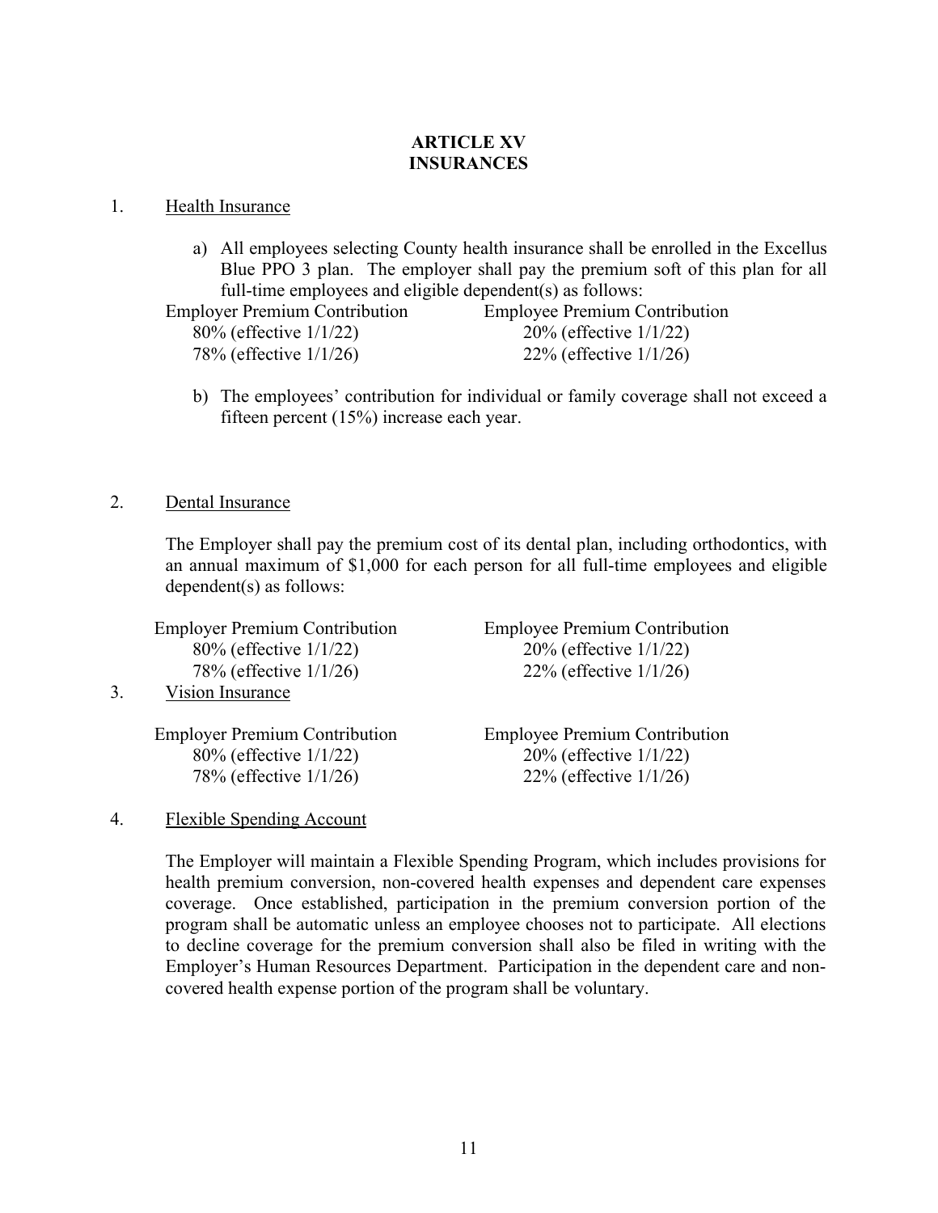# ARTICLE XV
# INSURANCES

1. Health Insurance

   a) All employees selecting County health insurance shall be enrolled in the Excellus Blue PPO 3 plan. The employer shall pay the premium soft of this plan for all full-time employees and eligible dependent(s) as follows:

| Employer Premium Contribution | Employee Premium Contribution |
|---|---|
| 80% (effective 1/1/22) | 20% (effective 1/1/22) |
| 78% (effective 1/1/26) | 22% (effective 1/1/26) |

   b) The employees' contribution for individual or family coverage shall not exceed a fifteen percent (15%) increase each year.

2. Dental Insurance

   The Employer shall pay the premium cost of its dental plan, including orthodontics, with an annual maximum of $1,000 for each person for all full-time employees and eligible dependent(s) as follows:

| Employer Premium Contribution | Employee Premium Contribution |
|---|---|
| 80% (effective 1/1/22) | 20% (effective 1/1/22) |
| 78% (effective 1/1/26) | 22% (effective 1/1/26) |

3. Vision Insurance

| Employer Premium Contribution | Employee Premium Contribution |
|---|---|
| 80% (effective 1/1/22) | 20% (effective 1/1/22) |
| 78% (effective 1/1/26) | 22% (effective 1/1/26) |

4. Flexible Spending Account

   The Employer will maintain a Flexible Spending Program, which includes provisions for health premium conversion, non-covered health expenses and dependent care expenses coverage. Once established, participation in the premium conversion portion of the program shall be automatic unless an employee chooses not to participate. All elections to decline coverage for the premium conversion shall also be filed in writing with the Employer's Human Resources Department. Participation in the dependent care and non-covered health expense portion of the program shall be voluntary.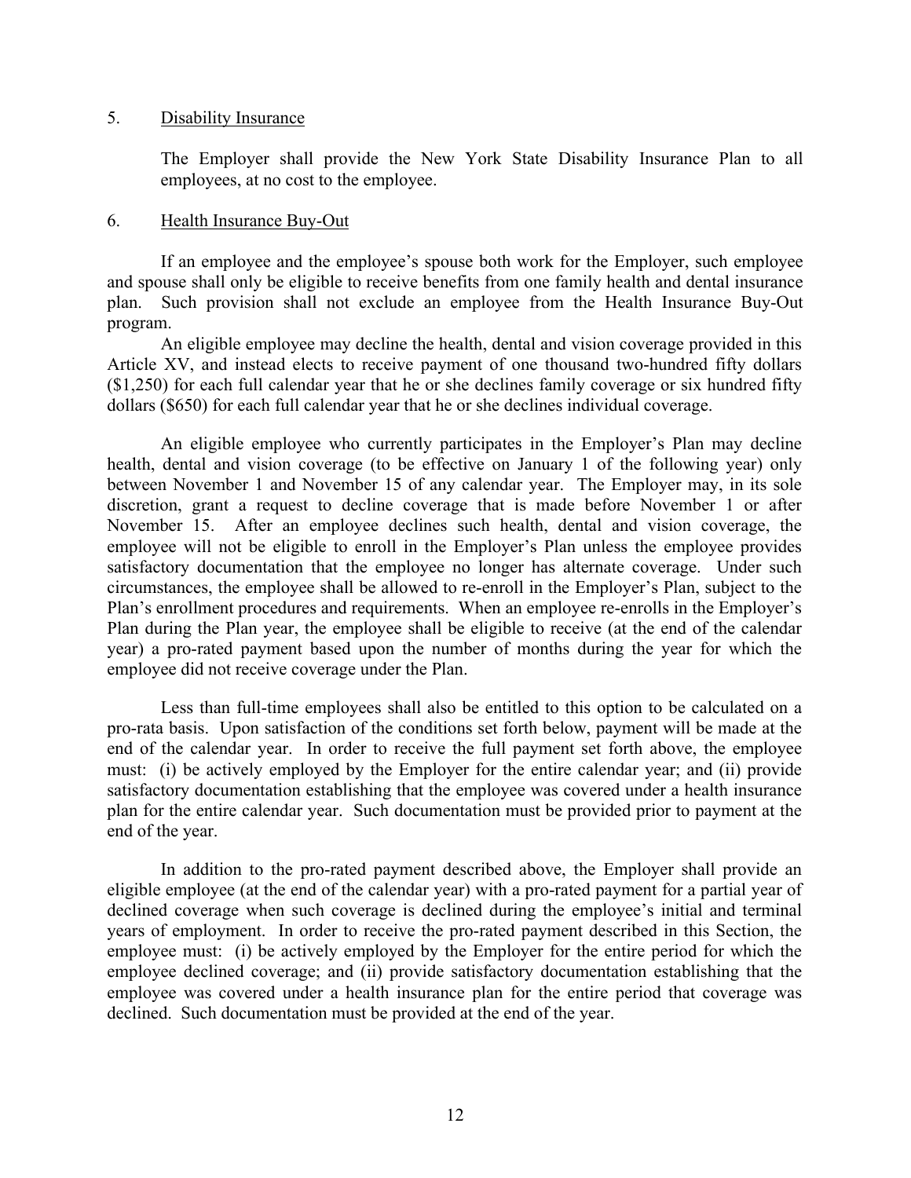5. Disability Insurance

The Employer shall provide the New York State Disability Insurance Plan to all employees, at no cost to the employee.

6. Health Insurance Buy-Out

If an employee and the employee's spouse both work for the Employer, such employee and spouse shall only be eligible to receive benefits from one family health and dental insurance plan. Such provision shall not exclude an employee from the Health Insurance Buy-Out program.

An eligible employee may decline the health, dental and vision coverage provided in this Article XV, and instead elects to receive payment of one thousand two-hundred fifty dollars ($1,250) for each full calendar year that he or she declines family coverage or six hundred fifty dollars ($650) for each full calendar year that he or she declines individual coverage.

An eligible employee who currently participates in the Employer's Plan may decline health, dental and vision coverage (to be effective on January 1 of the following year) only between November 1 and November 15 of any calendar year. The Employer may, in its sole discretion, grant a request to decline coverage that is made before November 1 or after November 15. After an employee declines such health, dental and vision coverage, the employee will not be eligible to enroll in the Employer's Plan unless the employee provides satisfactory documentation that the employee no longer has alternate coverage. Under such circumstances, the employee shall be allowed to re-enroll in the Employer's Plan, subject to the Plan's enrollment procedures and requirements. When an employee re-enrolls in the Employer's Plan during the Plan year, the employee shall be eligible to receive (at the end of the calendar year) a pro-rated payment based upon the number of months during the year for which the employee did not receive coverage under the Plan.

Less than full-time employees shall also be entitled to this option to be calculated on a pro-rata basis. Upon satisfaction of the conditions set forth below, payment will be made at the end of the calendar year. In order to receive the full payment set forth above, the employee must: (i) be actively employed by the Employer for the entire calendar year; and (ii) provide satisfactory documentation establishing that the employee was covered under a health insurance plan for the entire calendar year. Such documentation must be provided prior to payment at the end of the year.

In addition to the pro-rated payment described above, the Employer shall provide an eligible employee (at the end of the calendar year) with a pro-rated payment for a partial year of declined coverage when such coverage is declined during the employee's initial and terminal years of employment. In order to receive the pro-rated payment described in this Section, the employee must: (i) be actively employed by the Employer for the entire period for which the employee declined coverage; and (ii) provide satisfactory documentation establishing that the employee was covered under a health insurance plan for the entire period that coverage was declined. Such documentation must be provided at the end of the year.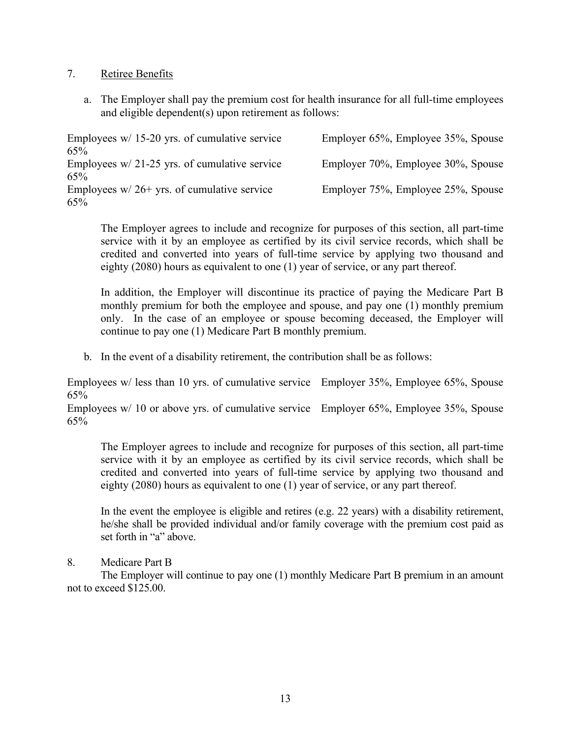7. Retiree Benefits

a. The Employer shall pay the premium cost for health insurance for all full-time employees and eligible dependent(s) upon retirement as follows:

| | |
|---|---|
| Employees w/ 15-20 yrs. of cumulative service | Employer 65%, Employee 35%, Spouse 65% |
| Employees w/ 21-25 yrs. of cumulative service | Employer 70%, Employee 30%, Spouse 65% |
| Employees w/ 26+ yrs. of cumulative service | Employer 75%, Employee 25%, Spouse 65% |

The Employer agrees to include and recognize for purposes of this section, all part-time service with it by an employee as certified by its civil service records, which shall be credited and converted into years of full-time service by applying two thousand and eighty (2080) hours as equivalent to one (1) year of service, or any part thereof.

In addition, the Employer will discontinue its practice of paying the Medicare Part B monthly premium for both the employee and spouse, and pay one (1) monthly premium only. In the case of an employee or spouse becoming deceased, the Employer will continue to pay one (1) Medicare Part B monthly premium.

b. In the event of a disability retirement, the contribution shall be as follows:

| | |
|---|---|
| Employees w/ less than 10 yrs. of cumulative service | Employer 35%, Employee 65%, Spouse 65% |
| Employees w/ 10 or above yrs. of cumulative service | Employer 65%, Employee 35%, Spouse 65% |

The Employer agrees to include and recognize for purposes of this section, all part-time service with it by an employee as certified by its civil service records, which shall be credited and converted into years of full-time service by applying two thousand and eighty (2080) hours as equivalent to one (1) year of service, or any part thereof.

In the event the employee is eligible and retires (e.g. 22 years) with a disability retirement, he/she shall be provided individual and/or family coverage with the premium cost paid as set forth in "a" above.

8. Medicare Part B

The Employer will continue to pay one (1) monthly Medicare Part B premium in an amount not to exceed $125.00.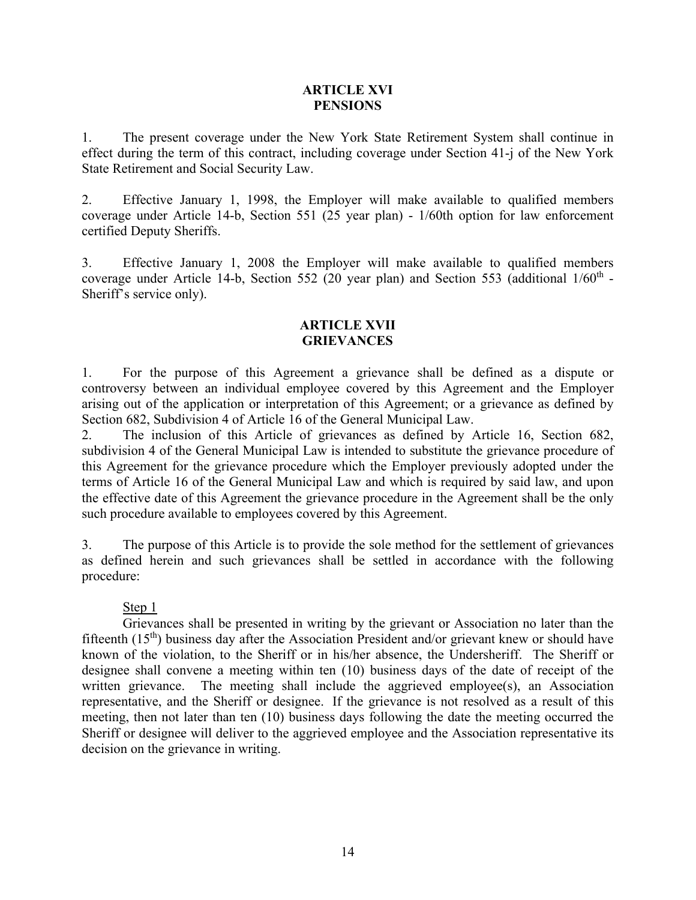## ARTICLE XVI
## PENSIONS

1. The present coverage under the New York State Retirement System shall continue in effect during the term of this contract, including coverage under Section 41-j of the New York State Retirement and Social Security Law.

2. Effective January 1, 1998, the Employer will make available to qualified members coverage under Article 14-b, Section 551 (25 year plan) - 1/60th option for law enforcement certified Deputy Sheriffs.

3. Effective January 1, 2008 the Employer will make available to qualified members coverage under Article 14-b, Section 552 (20 year plan) and Section 553 (additional 1/60th - Sheriff's service only).

## ARTICLE XVII
## GRIEVANCES

1. For the purpose of this Agreement a grievance shall be defined as a dispute or controversy between an individual employee covered by this Agreement and the Employer arising out of the application or interpretation of this Agreement; or a grievance as defined by Section 682, Subdivision 4 of Article 16 of the General Municipal Law.

2. The inclusion of this Article of grievances as defined by Article 16, Section 682, subdivision 4 of the General Municipal Law is intended to substitute the grievance procedure of this Agreement for the grievance procedure which the Employer previously adopted under the terms of Article 16 of the General Municipal Law and which is required by said law, and upon the effective date of this Agreement the grievance procedure in the Agreement shall be the only such procedure available to employees covered by this Agreement.

3. The purpose of this Article is to provide the sole method for the settlement of grievances as defined herein and such grievances shall be settled in accordance with the following procedure:

Step 1

Grievances shall be presented in writing by the grievant or Association no later than the fifteenth (15th) business day after the Association President and/or grievant knew or should have known of the violation, to the Sheriff or in his/her absence, the Undersheriff. The Sheriff or designee shall convene a meeting within ten (10) business days of the date of receipt of the written grievance. The meeting shall include the aggrieved employee(s), an Association representative, and the Sheriff or designee. If the grievance is not resolved as a result of this meeting, then not later than ten (10) business days following the date the meeting occurred the Sheriff or designee will deliver to the aggrieved employee and the Association representative its decision on the grievance in writing.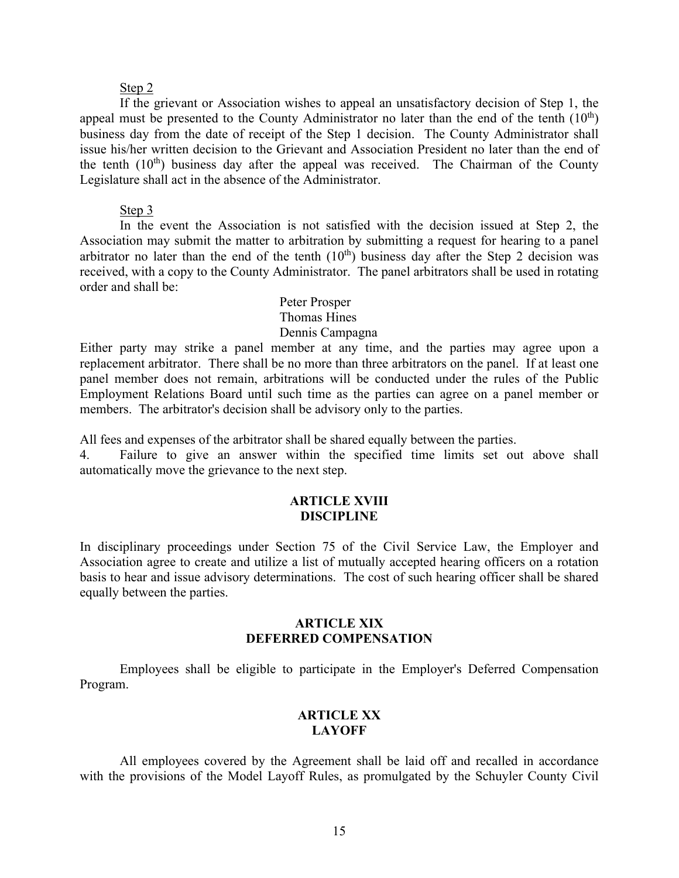Step 2

If the grievant or Association wishes to appeal an unsatisfactory decision of Step 1, the appeal must be presented to the County Administrator no later than the end of the tenth ($10^{th}$) business day from the date of receipt of the Step 1 decision. The County Administrator shall issue his/her written decision to the Grievant and Association President no later than the end of the tenth ($10^{th}$) business day after the appeal was received. The Chairman of the County Legislature shall act in the absence of the Administrator.

Step 3

In the event the Association is not satisfied with the decision issued at Step 2, the Association may submit the matter to arbitration by submitting a request for hearing to a panel arbitrator no later than the end of the tenth ($10^{th}$) business day after the Step 2 decision was received, with a copy to the County Administrator. The panel arbitrators shall be used in rotating order and shall be:

Peter Prosper
Thomas Hines
Dennis Campagna

Either party may strike a panel member at any time, and the parties may agree upon a replacement arbitrator. There shall be no more than three arbitrators on the panel. If at least one panel member does not remain, arbitrations will be conducted under the rules of the Public Employment Relations Board until such time as the parties can agree on a panel member or members. The arbitrator's decision shall be advisory only to the parties.

All fees and expenses of the arbitrator shall be shared equally between the parties.

4. Failure to give an answer within the specified time limits set out above shall automatically move the grievance to the next step.

## ARTICLE XVIII
## DISCIPLINE

In disciplinary proceedings under Section 75 of the Civil Service Law, the Employer and Association agree to create and utilize a list of mutually accepted hearing officers on a rotation basis to hear and issue advisory determinations. The cost of such hearing officer shall be shared equally between the parties.

## ARTICLE XIX
## DEFERRED COMPENSATION

Employees shall be eligible to participate in the Employer's Deferred Compensation Program.

## ARTICLE XX
## LAYOFF

All employees covered by the Agreement shall be laid off and recalled in accordance with the provisions of the Model Layoff Rules, as promulgated by the Schuyler County Civil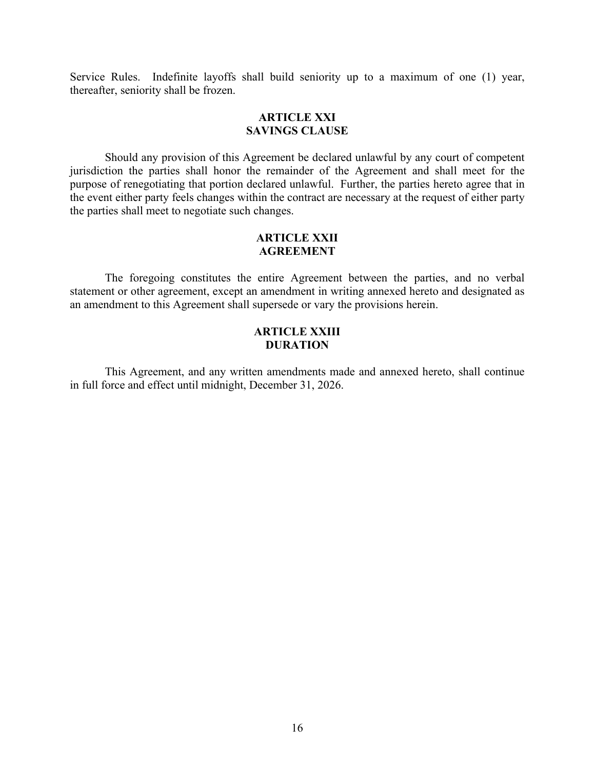Service Rules. Indefinite layoffs shall build seniority up to a maximum of one (1) year, thereafter, seniority shall be frozen.

## ARTICLE XXI
## SAVINGS CLAUSE

Should any provision of this Agreement be declared unlawful by any court of competent jurisdiction the parties shall honor the remainder of the Agreement and shall meet for the purpose of renegotiating that portion declared unlawful. Further, the parties hereto agree that in the event either party feels changes within the contract are necessary at the request of either party the parties shall meet to negotiate such changes.

## ARTICLE XXII
## AGREEMENT

The foregoing constitutes the entire Agreement between the parties, and no verbal statement or other agreement, except an amendment in writing annexed hereto and designated as an amendment to this Agreement shall supersede or vary the provisions herein.

## ARTICLE XXIII
## DURATION

This Agreement, and any written amendments made and annexed hereto, shall continue in full force and effect until midnight, December 31, 2026.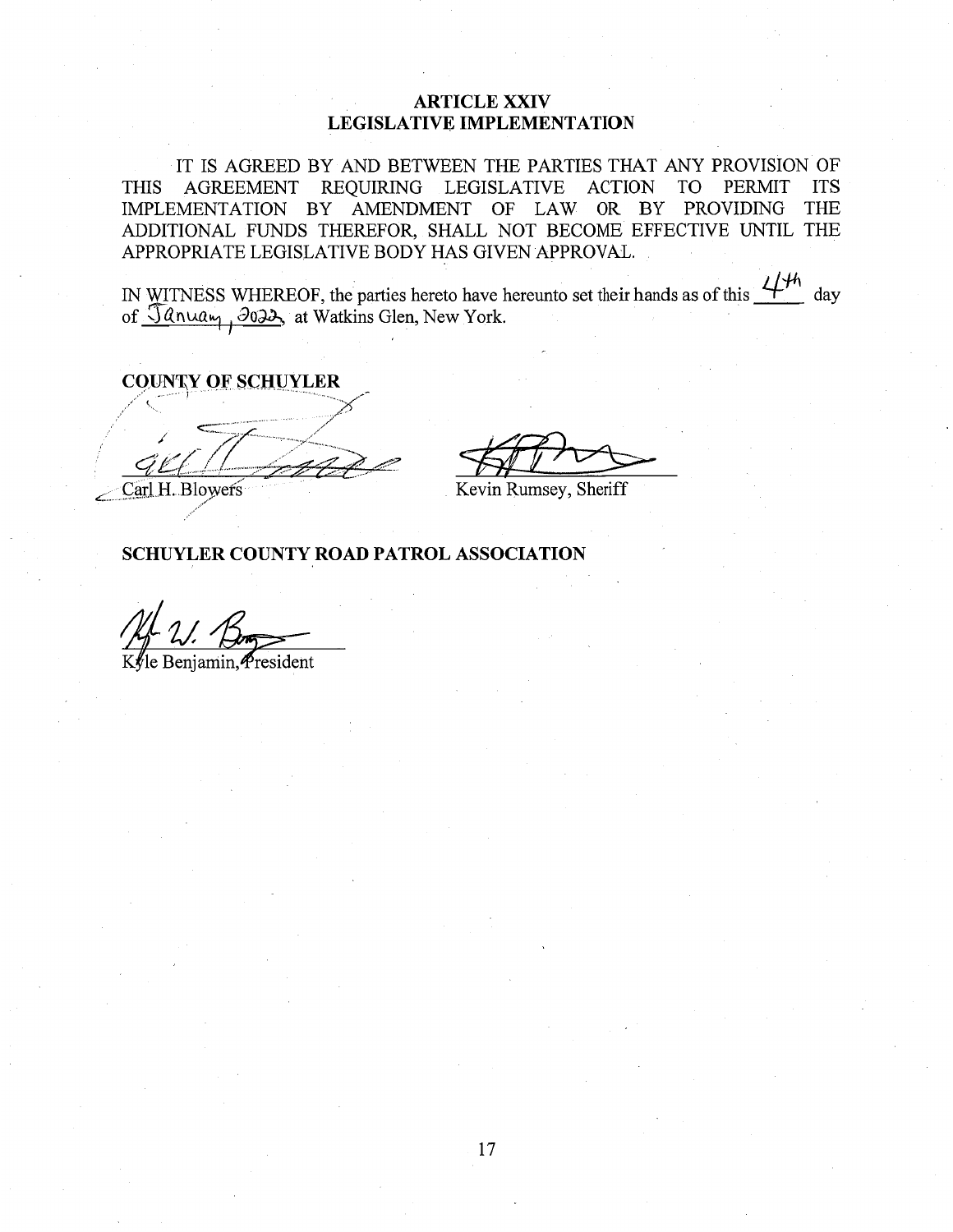## ARTICLE XXIV
## LEGISLATIVE IMPLEMENTATION

IT IS AGREED BY AND BETWEEN THE PARTIES THAT ANY PROVISION OF THIS AGREEMENT REQUIRING LEGISLATIVE ACTION TO PERMIT ITS IMPLEMENTATION BY AMENDMENT OF LAW OR BY PROVIDING THE ADDITIONAL FUNDS THEREFOR, SHALL NOT BECOME EFFECTIVE UNTIL THE APPROPRIATE LEGISLATIVE BODY HAS GIVEN APPROVAL.

IN WITNESS WHEREOF, the parties hereto have hereunto set their hands as of this 4th day of January, 2022, at Watkins Glen, New York.

**COUNTY OF SCHUYLER**

Carl H. Blowers

Kevin Rumsey, Sheriff

**SCHUYLER COUNTY ROAD PATROL ASSOCIATION**

Kyle Benjamin, President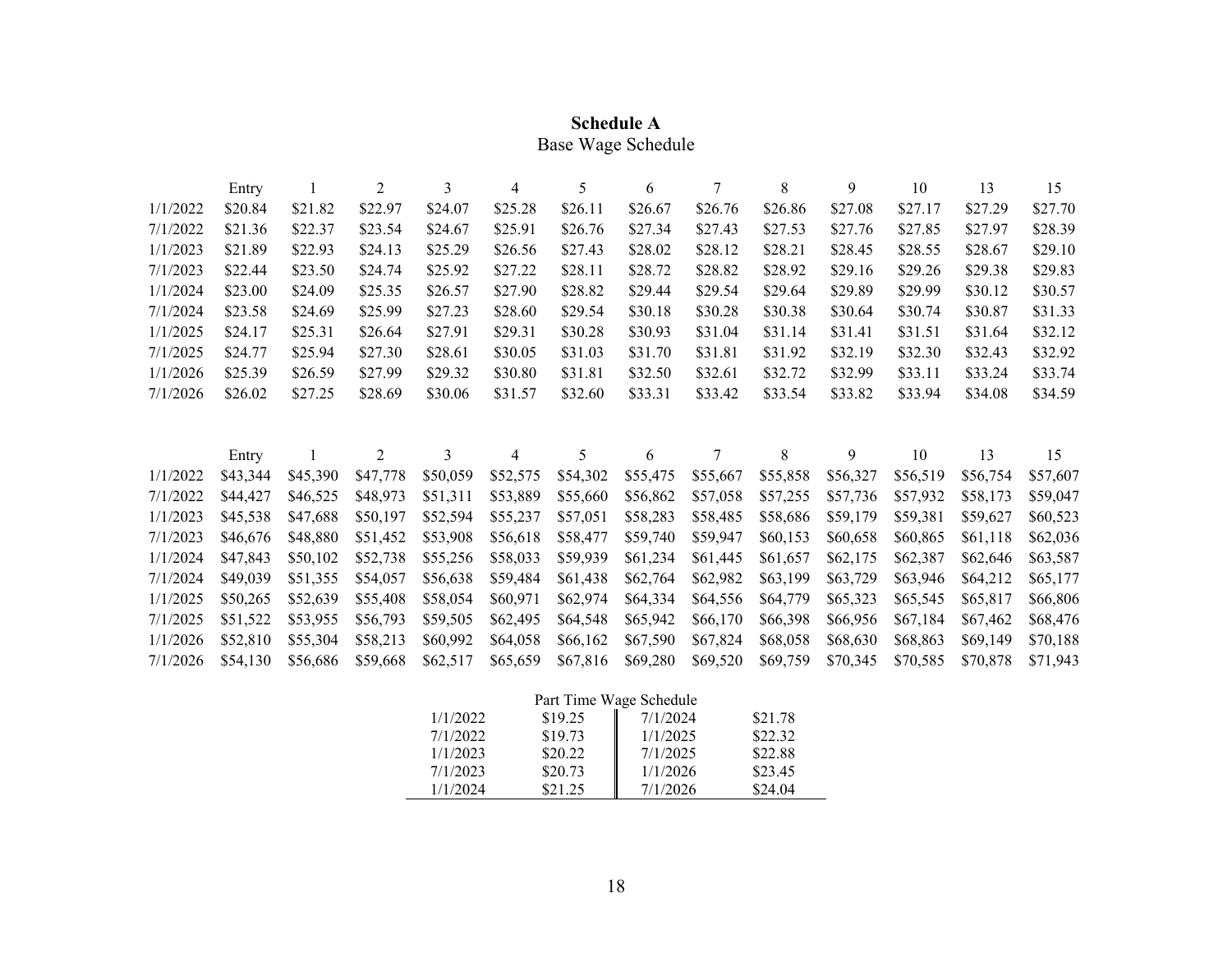**Schedule A**
Base Wage Schedule

| | Entry | 1 | 2 | 3 | 4 | 5 | 6 | 7 | 8 | 9 | 10 | 13 | 15 |
|---|---|---|---|---|---|---|---|---|---|---|---|---|---|
| 1/1/2022 | $20.84 | $21.82 | $22.97 | $24.07 | $25.28 | $26.11 | $26.67 | $26.76 | $26.86 | $27.08 | $27.17 | $27.29 | $27.70 |
| 7/1/2022 | $21.36 | $22.37 | $23.54 | $24.67 | $25.91 | $26.76 | $27.34 | $27.43 | $27.53 | $27.76 | $27.85 | $27.97 | $28.39 |
| 1/1/2023 | $21.89 | $22.93 | $24.13 | $25.29 | $26.56 | $27.43 | $28.02 | $28.12 | $28.21 | $28.45 | $28.55 | $28.67 | $29.10 |
| 7/1/2023 | $22.44 | $23.50 | $24.74 | $25.92 | $27.22 | $28.11 | $28.72 | $28.82 | $28.92 | $29.16 | $29.26 | $29.38 | $29.83 |
| 1/1/2024 | $23.00 | $24.09 | $25.35 | $26.57 | $27.90 | $28.82 | $29.44 | $29.54 | $29.64 | $29.89 | $29.99 | $30.12 | $30.57 |
| 7/1/2024 | $23.58 | $24.69 | $25.99 | $27.23 | $28.60 | $29.54 | $30.18 | $30.28 | $30.38 | $30.64 | $30.74 | $30.87 | $31.33 |
| 1/1/2025 | $24.17 | $25.31 | $26.64 | $27.91 | $29.31 | $30.28 | $30.93 | $31.04 | $31.14 | $31.41 | $31.51 | $31.64 | $32.12 |
| 7/1/2025 | $24.77 | $25.94 | $27.30 | $28.61 | $30.05 | $31.03 | $31.70 | $31.81 | $31.92 | $32.19 | $32.30 | $32.43 | $32.92 |
| 1/1/2026 | $25.39 | $26.59 | $27.99 | $29.32 | $30.80 | $31.81 | $32.50 | $32.61 | $32.72 | $32.99 | $33.11 | $33.24 | $33.74 |
| 7/1/2026 | $26.02 | $27.25 | $28.69 | $30.06 | $31.57 | $32.60 | $33.31 | $33.42 | $33.54 | $33.82 | $33.94 | $34.08 | $34.59 |

| | Entry | 1 | 2 | 3 | 4 | 5 | 6 | 7 | 8 | 9 | 10 | 13 | 15 |
|---|---|---|---|---|---|---|---|---|---|---|---|---|---|
| 1/1/2022 | $43,344 | $45,390 | $47,778 | $50,059 | $52,575 | $54,302 | $55,475 | $55,667 | $55,858 | $56,327 | $56,519 | $56,754 | $57,607 |
| 7/1/2022 | $44,427 | $46,525 | $48,973 | $51,311 | $53,889 | $55,660 | $56,862 | $57,058 | $57,255 | $57,736 | $57,932 | $58,173 | $59,047 |
| 1/1/2023 | $45,538 | $47,688 | $50,197 | $52,594 | $55,237 | $57,051 | $58,283 | $58,485 | $58,686 | $59,179 | $59,381 | $59,627 | $60,523 |
| 7/1/2023 | $46,676 | $48,880 | $51,452 | $53,908 | $56,618 | $58,477 | $59,740 | $59,947 | $60,153 | $60,658 | $60,865 | $61,118 | $62,036 |
| 1/1/2024 | $47,843 | $50,102 | $52,738 | $55,256 | $58,033 | $59,939 | $61,234 | $61,445 | $61,657 | $62,175 | $62,387 | $62,646 | $63,587 |
| 7/1/2024 | $49,039 | $51,355 | $54,057 | $56,638 | $59,484 | $61,438 | $62,764 | $62,982 | $63,199 | $63,729 | $63,946 | $64,212 | $65,177 |
| 1/1/2025 | $50,265 | $52,639 | $55,408 | $58,054 | $60,971 | $62,974 | $64,334 | $64,556 | $64,779 | $65,323 | $65,545 | $65,817 | $66,806 |
| 7/1/2025 | $51,522 | $53,955 | $56,793 | $59,505 | $62,495 | $64,548 | $65,942 | $66,170 | $66,398 | $66,956 | $67,184 | $67,462 | $68,476 |
| 1/1/2026 | $52,810 | $55,304 | $58,213 | $60,992 | $64,058 | $66,162 | $67,590 | $67,824 | $68,058 | $68,630 | $68,863 | $69,149 | $70,188 |
| 7/1/2026 | $54,130 | $56,686 | $59,668 | $62,517 | $65,659 | $67,816 | $69,280 | $69,520 | $69,759 | $70,345 | $70,585 | $70,878 | $71,943 |

Part Time Wage Schedule

| | | | |
|---|---|---|---|
| 1/1/2022 | $19.25 | 7/1/2024 | $21.78 |
| 7/1/2022 | $19.73 | 1/1/2025 | $22.32 |
| 1/1/2023 | $20.22 | 7/1/2025 | $22.88 |
| 7/1/2023 | $20.73 | 1/1/2026 | $23.45 |
| 1/1/2024 | $21.25 | 7/1/2026 | $24.04 |